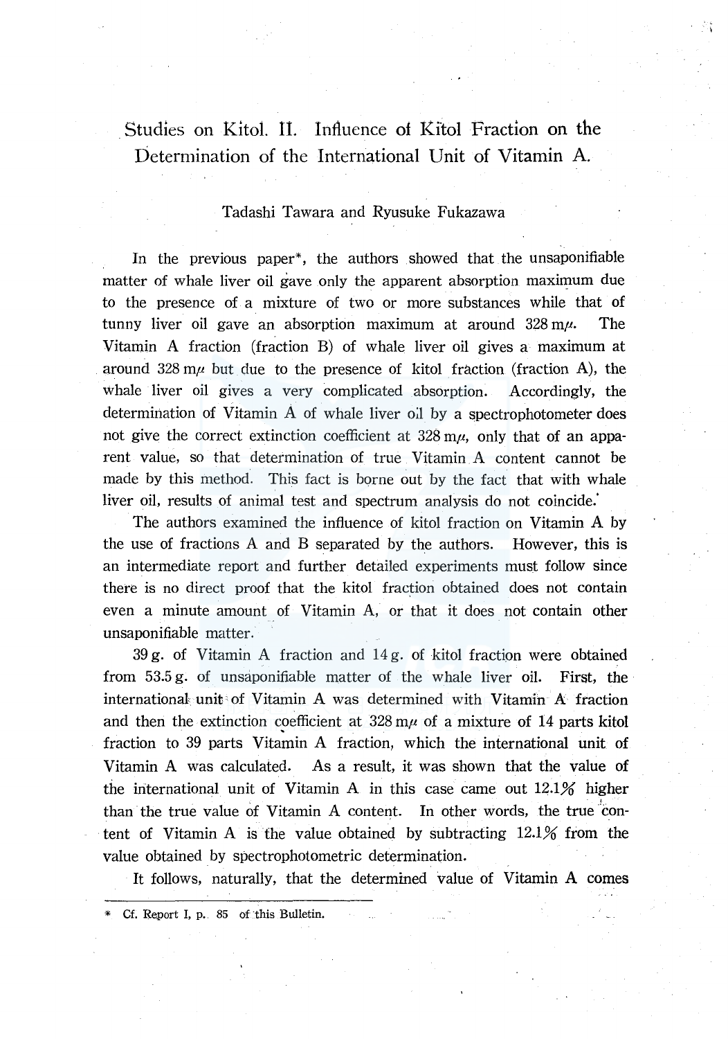# Studies on Kitol. II. Influence of Kitol Fraction on the Determination of the International Unit of Vitamin A.

Tadashi Tawara and Ryusuke Fukazawa

In the previous paper*, the authors showed that the unsaponifiable matter of whale liver oil gave only the apparent absorption maximum due to the presence of a mixture of two or more substances while that of tunny liver oil gave an absorption maximum at around 328 mμ. The Vitamin A fraction (fraction B) of whale liver oil gives a maximum at around 328 mμ but due to the presence of kitol fraction (fraction A), the whale liver oil gives a very complicated absorption. Accordingly, the determination of Vitamin A of whale liver oil by a spectrophotometer does not give the correct extinction coefficient at 328 mμ, only that of an apparent value, so that determination of true Vitamin A content cannot be made by this method. This fact is borne out by the fact that with whale liver oil, results of animal test and spectrum analysis do not coincide.

The authors examined the influence of kitol fraction on Vitamin A by the use of fractions A and B separated by the authors. However, this is an intermediate report and further detailed experiments must follow since there is no direct proof that the kitol fraction obtained does not contain even a minute amount of Vitamin A, or that it does not contain other unsaponifiable matter.

39 g. of Vitamin A fraction and 14 g. of kitol fraction were obtained from 53.5 g. of unsaponifiable matter of the whale liver oil. First, the international unit of Vitamin A was determined with Vitamin A fraction and then the extinction coefficient at 328 mμ of a mixture of 14 parts kitol fraction to 39 parts Vitamin A fraction, which the international unit of Vitamin A was calculated. As a result, it was shown that the value of the international unit of Vitamin A in this case came out 12.1% higher than the true value of Vitamin A content. In other words, the true content of Vitamin A is the value obtained by subtracting 12.1% from the value obtained by spectrophotometric determination.

It follows, naturally, that the determined value of Vitamin A comes

* Cf. Report I, p. 85 of this Bulletin.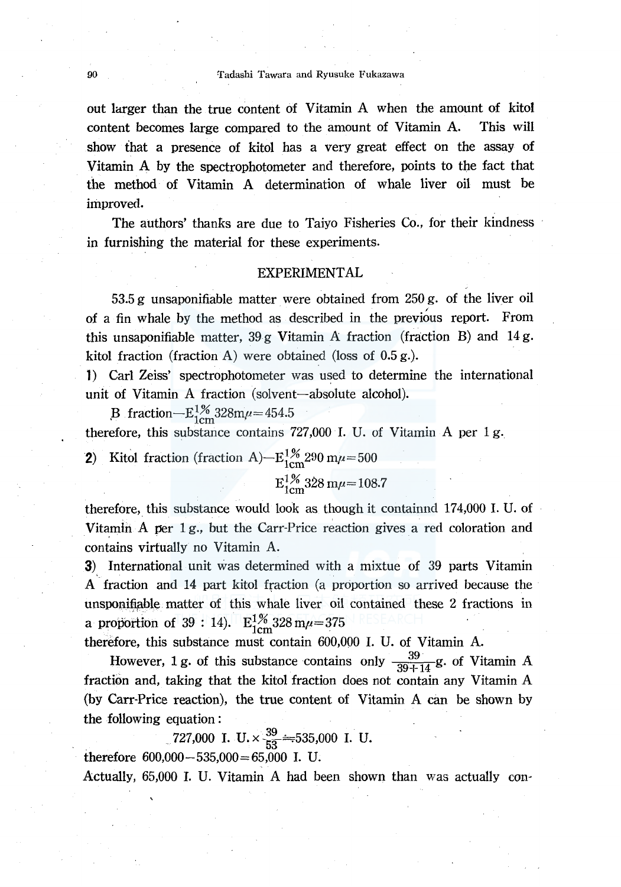out larger than the true content of Vitamin A when the amount of kitol content becomes large compared to the amount of Vitamin A. This will show that a presence of kitol has a very great effect on the assay of Vitamin A by the spectrophotometer and therefore, points to the fact that the method of Vitamin A determination of whale liver oil must be improved.

The authors' thanks are due to Taiyo Fisheries Co., for their kindness in furnishing the material for these experiments.

## EXPERIMENTAL

53.5 g unsaponifiable matter were obtained from 250 g. of the liver oil of a fin whale by the method as described in the previous report. From this unsaponifiable matter, 39 g Vitamin A fraction (fraction B) and 14 g. kitol fraction (fraction A) were obtained (loss of 0.5 g.).

1) Carl Zeiss' spectrophotometer was used to determine the international unit of Vitamin A fraction (solvent—absolute alcohol).

B fraction—$E^{1\%}_{1cm}$ 328m$\mu$=454.5

therefore, this substance contains 727,000 I. U. of Vitamin A per 1 g.

2) Kitol fraction (fraction A)—$E^{1\%}_{1cm}$ 290 m$\mu$=500

$E^{1\%}_{1cm}$ 328 m$\mu$=108.7

therefore, this substance would look as though it containnd 174,000 I. U. of Vitamin A per 1 g., but the Carr-Price reaction gives a red coloration and contains virtually no Vitamin A.

3) International unit was determined with a mixtue of 39 parts Vitamin A fraction and 14 part kitol fraction (a proportion so arrived because the unsponifiable matter of this whale liver oil contained these 2 fractions in a proportion of 39 : 14). $E^{1\%}_{1cm}$ 328 m$\mu$=375

therefore, this substance must contain 600,000 I. U. of Vitamin A.

However, 1 g. of this substance contains only $\frac{39}{39+14}$g. of Vitamin A fraction and, taking that the kitol fraction does not contain any Vitamin A (by Carr-Price reaction), the true content of Vitamin A can be shown by the following equation:

$$727{,}000 \text{ I. U.} \times \frac{39}{53} \doteqdot 535{,}000 \text{ I. U.}$$

therefore 600,000−535,000=65,000 I. U.

Actually, 65,000 I. U. Vitamin A had been shown than was actually con-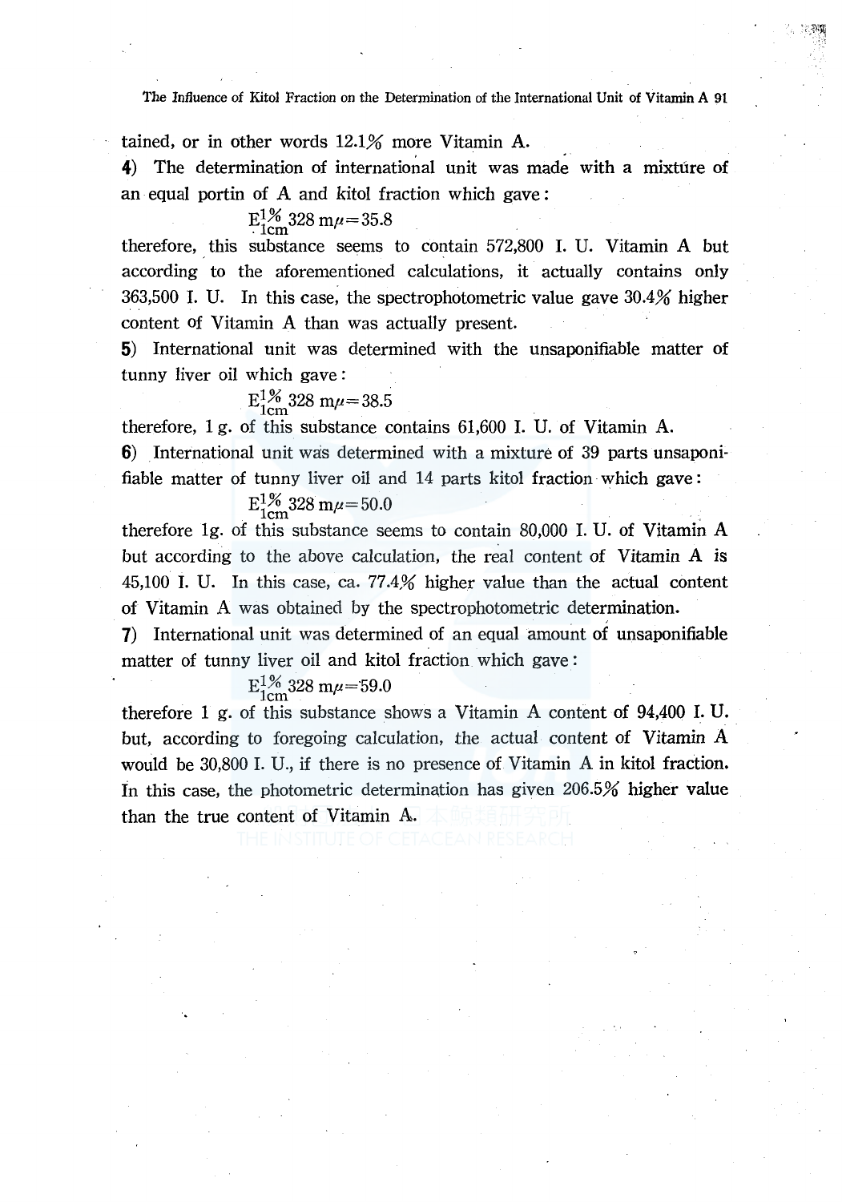tained, or in other words 12.1% more Vitamin A.

4) The determination of international unit was made with a mixture of an equal portin of A and kitol fraction which gave:

$$E^{1\%}_{1cm}\ 328\ m\mu = 35.8$$

therefore, this substance seems to contain 572,800 I. U. Vitamin A but according to the aforementioned calculations, it actually contains only 363,500 I. U. In this case, the spectrophotometric value gave 30.4% higher content of Vitamin A than was actually present.

5) International unit was determined with the unsaponifiable matter of tunny liver oil which gave:

$$E^{1\%}_{1cm}\ 328\ m\mu = 38.5$$

therefore, 1 g. of this substance contains 61,600 I. U. of Vitamin A.

6) International unit was determined with a mixture of 39 parts unsaponifiable matter of tunny liver oil and 14 parts kitol fraction which gave:

$$E^{1\%}_{1cm}\ 328\ m\mu = 50.0$$

therefore 1g. of this substance seems to contain 80,000 I. U. of Vitamin A but according to the above calculation, the real content of Vitamin A is 45,100 I. U. In this case, ca. 77.4% higher value than the actual content of Vitamin A was obtained by the spectrophotometric determination.

7) International unit was determined of an equal amount of unsaponifiable matter of tunny liver oil and kitol fraction which gave:

$$E^{1\%}_{1cm}\ 328\ m\mu = 59.0$$

therefore 1 g. of this substance shows a Vitamin A content of 94,400 I. U. but, according to foregoing calculation, the actual content of Vitamin A would be 30,800 I. U., if there is no presence of Vitamin A in kitol fraction. In this case, the photometric determination has given 206.5% higher value than the true content of Vitamin A.